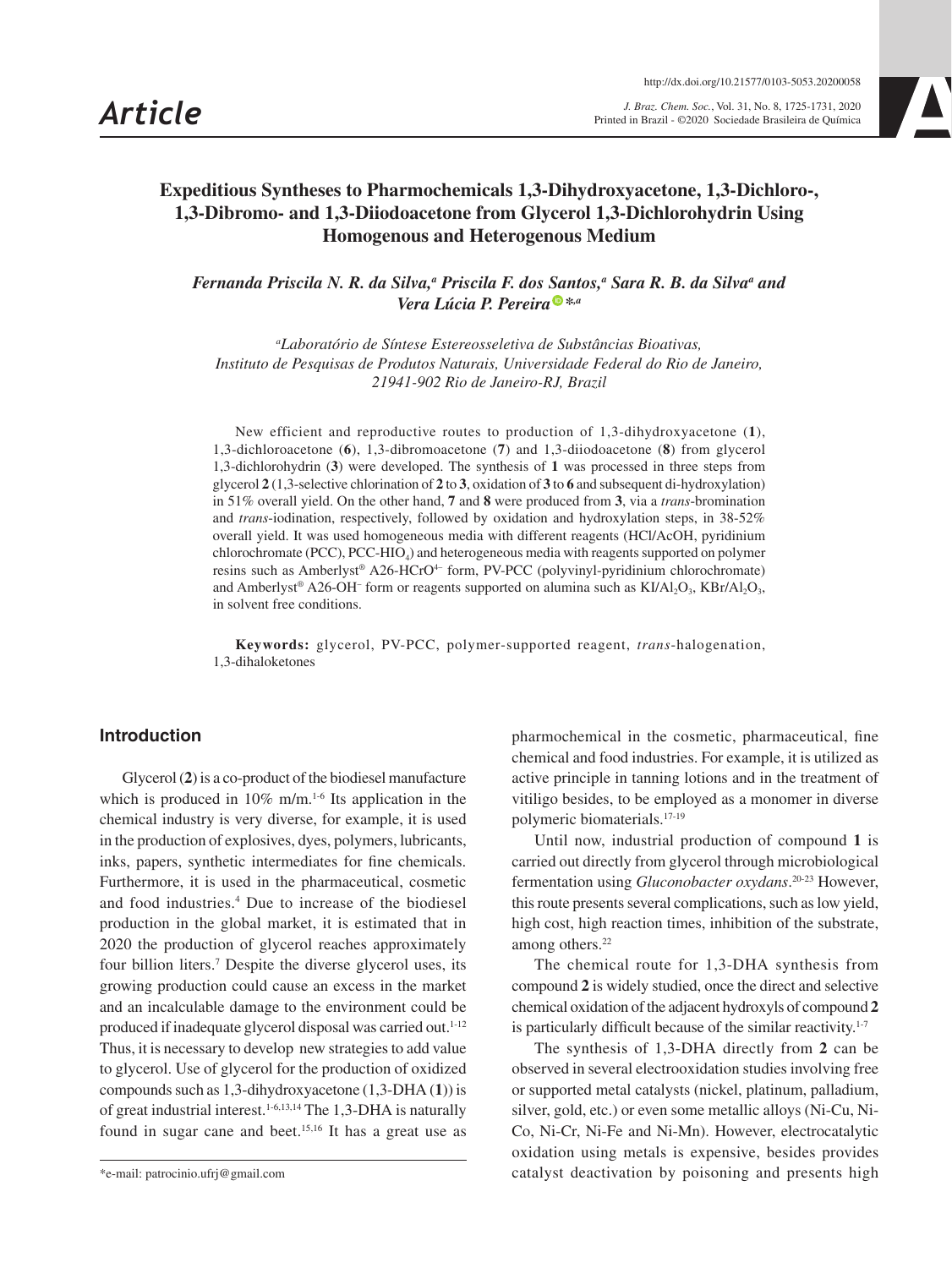# Expeditious Syntheses to Pharmochemicals 1,3-Dihydroxyacetone, 1,3-Dichloro-, 1,3-Dibromo- and 1,3-Diiodoacetone from Glycerol 1,3-Dichlorohydrin Using Homogenous and Heterogenous Medium

*Fernanda Priscila N. R. da Silva,[a] Priscila F. dos Santos,[a] Sara R. B. da Silva[a] and Vera Lúcia P. Pereira*[*,a]*

[a]*Laboratório de Síntese Estereosseletiva de Substâncias Bioativas, Instituto de Pesquisas de Produtos Naturais, Universidade Federal do Rio de Janeiro, 21941-902 Rio de Janeiro-RJ, Brazil*

New efficient and reproductive routes to production of 1,3-dihydroxyacetone (**1**), 1,3-dichloroacetone (**6**), 1,3-dibromoacetone (**7**) and 1,3-diiodoacetone (**8**) from glycerol 1,3-dichlorohydrin (**3**) were developed. The synthesis of **1** was processed in three steps from glycerol **2** (1,3-selective chlorination of **2** to **3**, oxidation of **3** to **6** and subsequent di-hydroxylation) in 51% overall yield. On the other hand, **7** and **8** were produced from **3**, via a *trans*-bromination and *trans*-iodination, respectively, followed by oxidation and hydroxylation steps, in 38-52% overall yield. It was used homogeneous media with different reagents (HCl/AcOH, pyridinium chlorochromate (PCC), PCC-$HIO_4$) and heterogeneous media with reagents supported on polymer resins such as Amberlyst® A26-$HCrO^{4-}$ form, PV-PCC (polyvinyl-pyridinium chlorochromate) and Amberlyst® A26-$OH^-$ form or reagents supported on alumina such as KI/$Al_2O_3$, KBr/$Al_2O_3$, in solvent free conditions.

**Keywords:** glycerol, PV-PCC, polymer-supported reagent, *trans*-halogenation, 1,3-dihaloketones

## Introduction

Glycerol (**2**) is a co-product of the biodiesel manufacture which is produced in 10% m/m.[1-6] Its application in the chemical industry is very diverse, for example, it is used in the production of explosives, dyes, polymers, lubricants, inks, papers, synthetic intermediates for fine chemicals. Furthermore, it is used in the pharmaceutical, cosmetic and food industries.[4] Due to increase of the biodiesel production in the global market, it is estimated that in 2020 the production of glycerol reaches approximately four billion liters.[7] Despite the diverse glycerol uses, its growing production could cause an excess in the market and an incalculable damage to the environment could be produced if inadequate glycerol disposal was carried out.[1-12] Thus, it is necessary to develop new strategies to add value to glycerol. Use of glycerol for the production of oxidized compounds such as 1,3-dihydroxyacetone (1,3-DHA (**1**)) is of great industrial interest.[1-6,13,14] The 1,3-DHA is naturally found in sugar cane and beet.[15,16] It has a great use as pharmochemical in the cosmetic, pharmaceutical, fine chemical and food industries. For example, it is utilized as active principle in tanning lotions and in the treatment of vitiligo besides, to be employed as a monomer in diverse polymeric biomaterials.[17-19]

Until now, industrial production of compound **1** is carried out directly from glycerol through microbiological fermentation using *Gluconobacter oxydans*.[20-23] However, this route presents several complications, such as low yield, high cost, high reaction times, inhibition of the substrate, among others.[22]

The chemical route for 1,3-DHA synthesis from compound **2** is widely studied, once the direct and selective chemical oxidation of the adjacent hydroxyls of compound **2** is particularly difficult because of the similar reactivity.[1-7]

The synthesis of 1,3-DHA directly from **2** can be observed in several electrooxidation studies involving free or supported metal catalysts (nickel, platinum, palladium, silver, gold, etc.) or even some metallic alloys (Ni-Cu, Ni-Co, Ni-Cr, Ni-Fe and Ni-Mn). However, electrocatalytic oxidation using metals is expensive, besides provides catalyst deactivation by poisoning and presents high

*e-mail: patrocinio.ufrj@gmail.com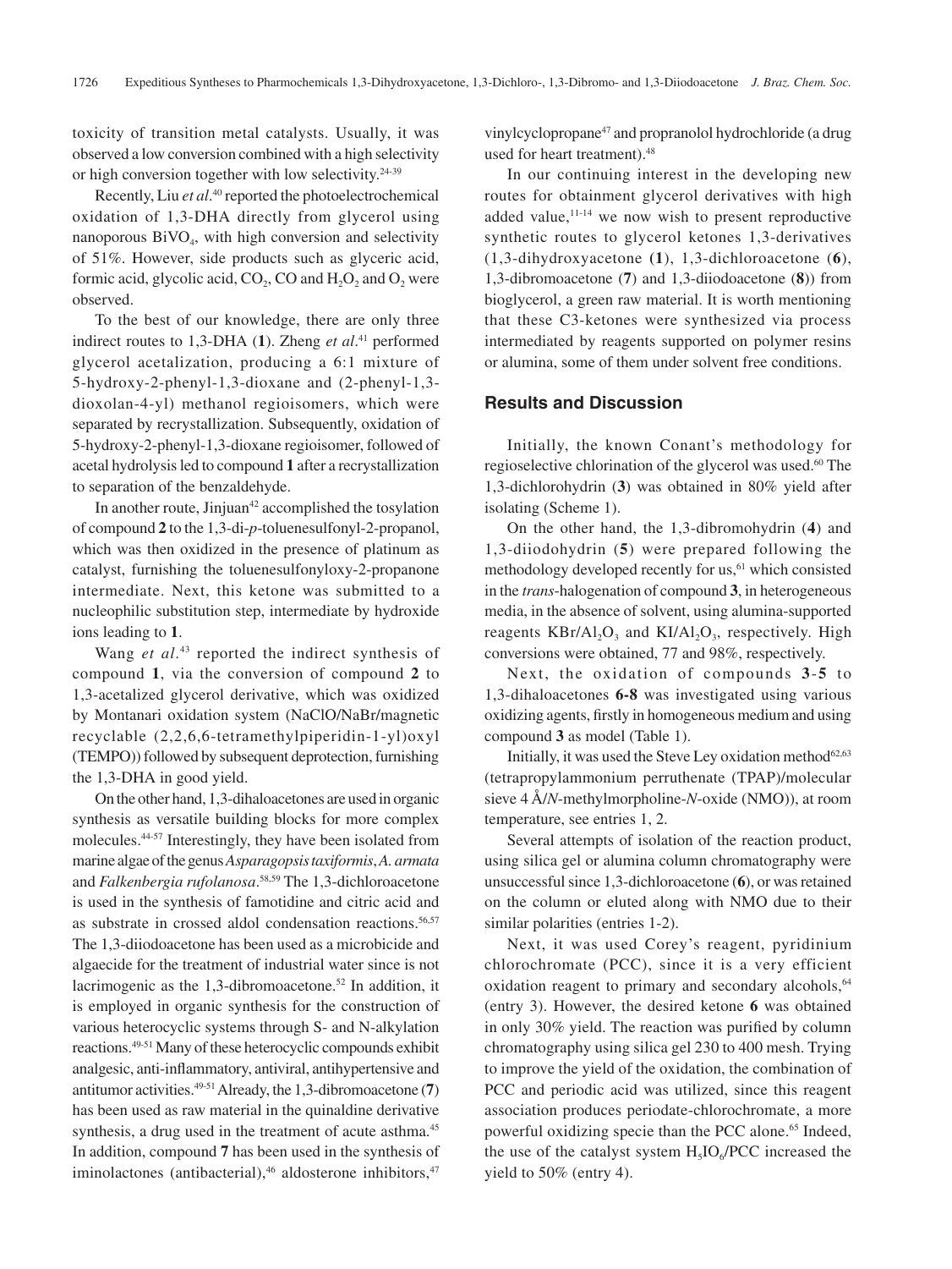toxicity of transition metal catalysts. Usually, it was observed a low conversion combined with a high selectivity or high conversion together with low selectivity.[24-39]

Recently, Liu *et al*.[40] reported the photoelectrochemical oxidation of 1,3-DHA directly from glycerol using nanoporous $BiVO_4$, with high conversion and selectivity of 51%. However, side products such as glyceric acid, formic acid, glycolic acid, $CO_2$, CO and $H_2O_2$ and $O_2$ were observed.

To the best of our knowledge, there are only three indirect routes to 1,3-DHA (**1**). Zheng *et al*.[41] performed glycerol acetalization, producing a 6:1 mixture of 5-hydroxy-2-phenyl-1,3-dioxane and (2-phenyl-1,3-dioxolan-4-yl) methanol regioisomers, which were separated by recrystallization. Subsequently, oxidation of 5-hydroxy-2-phenyl-1,3-dioxane regioisomer, followed of acetal hydrolysis led to compound **1** after a recrystallization to separation of the benzaldehyde.

In another route, Jinjuan[42] accomplished the tosylation of compound **2** to the 1,3-di-*p*-toluenesulfonyl-2-propanol, which was then oxidized in the presence of platinum as catalyst, furnishing the toluenesulfonyloxy-2-propanone intermediate. Next, this ketone was submitted to a nucleophilic substitution step, intermediate by hydroxide ions leading to **1**.

Wang *et al*.[43] reported the indirect synthesis of compound **1**, via the conversion of compound **2** to 1,3-acetalized glycerol derivative, which was oxidized by Montanari oxidation system (NaClO/NaBr/magnetic recyclable (2,2,6,6-tetramethylpiperidin-1-yl)oxyl (TEMPO)) followed by subsequent deprotection, furnishing the 1,3-DHA in good yield.

On the other hand, 1,3-dihaloacetones are used in organic synthesis as versatile building blocks for more complex molecules.[44-57] Interestingly, they have been isolated from marine algae of the genus *Asparagopsis taxiformis*, *A. armata* and *Falkenbergia rufolanosa*.[58,59] The 1,3-dichloroacetone is used in the synthesis of famotidine and citric acid and as substrate in crossed aldol condensation reactions.[56,57] The 1,3-diiodoacetone has been used as a microbicide and algaecide for the treatment of industrial water since is not lacrimogenic as the 1,3-dibromoacetone.[52] In addition, it is employed in organic synthesis for the construction of various heterocyclic systems through S- and N-alkylation reactions.[49-51] Many of these heterocyclic compounds exhibit analgesic, anti-inflammatory, antiviral, antihypertensive and antitumor activities.[49-51] Already, the 1,3-dibromoacetone (**7**) has been used as raw material in the quinaldine derivative synthesis, a drug used in the treatment of acute asthma.[45] In addition, compound **7** has been used in the synthesis of iminolactones (antibacterial),[46] aldosterone inhibitors,[47] vinylcyclopropane[47] and propranolol hydrochloride (a drug used for heart treatment).[48]

In our continuing interest in the developing new routes for obtainment glycerol derivatives with high added value,[11-14] we now wish to present reproductive synthetic routes to glycerol ketones 1,3-derivatives (1,3-dihydroxyacetone (**1**), 1,3-dichloroacetone (**6**), 1,3-dibromoacetone (**7**) and 1,3-diiodoacetone (**8**)) from bioglycerol, a green raw material. It is worth mentioning that these C3-ketones were synthesized via process intermediated by reagents supported on polymer resins or alumina, some of them under solvent free conditions.

## Results and Discussion

Initially, the known Conant's methodology for regioselective chlorination of the glycerol was used.[60] The 1,3-dichlorohydrin (**3**) was obtained in 80% yield after isolating (Scheme 1).

On the other hand, the 1,3-dibromohydrin (**4**) and 1,3-diiodohydrin (**5**) were prepared following the methodology developed recently for us,[61] which consisted in the *trans*-halogenation of compound **3**, in heterogeneous media, in the absence of solvent, using alumina-supported reagents $KBr/Al_2O_3$ and $KI/Al_2O_3$, respectively. High conversions were obtained, 77 and 98%, respectively.

Next, the oxidation of compounds **3**-**5** to 1,3-dihaloacetones **6-8** was investigated using various oxidizing agents, firstly in homogeneous medium and using compound **3** as model (Table 1).

Initially, it was used the Steve Ley oxidation method[62,63] (tetrapropylammonium perruthenate (TPAP)/molecular sieve 4 Å/*N*-methylmorpholine-*N*-oxide (NMO)), at room temperature, see entries 1, 2.

Several attempts of isolation of the reaction product, using silica gel or alumina column chromatography were unsuccessful since 1,3-dichloroacetone (**6**), or was retained on the column or eluted along with NMO due to their similar polarities (entries 1-2).

Next, it was used Corey's reagent, pyridinium chlorochromate (PCC), since it is a very efficient oxidation reagent to primary and secondary alcohols,[64] (entry 3). However, the desired ketone **6** was obtained in only 30% yield. The reaction was purified by column chromatography using silica gel 230 to 400 mesh. Trying to improve the yield of the oxidation, the combination of PCC and periodic acid was utilized, since this reagent association produces periodate-chlorochromate, a more powerful oxidizing specie than the PCC alone.[65] Indeed, the use of the catalyst system $H_5IO_6$/PCC increased the yield to 50% (entry 4).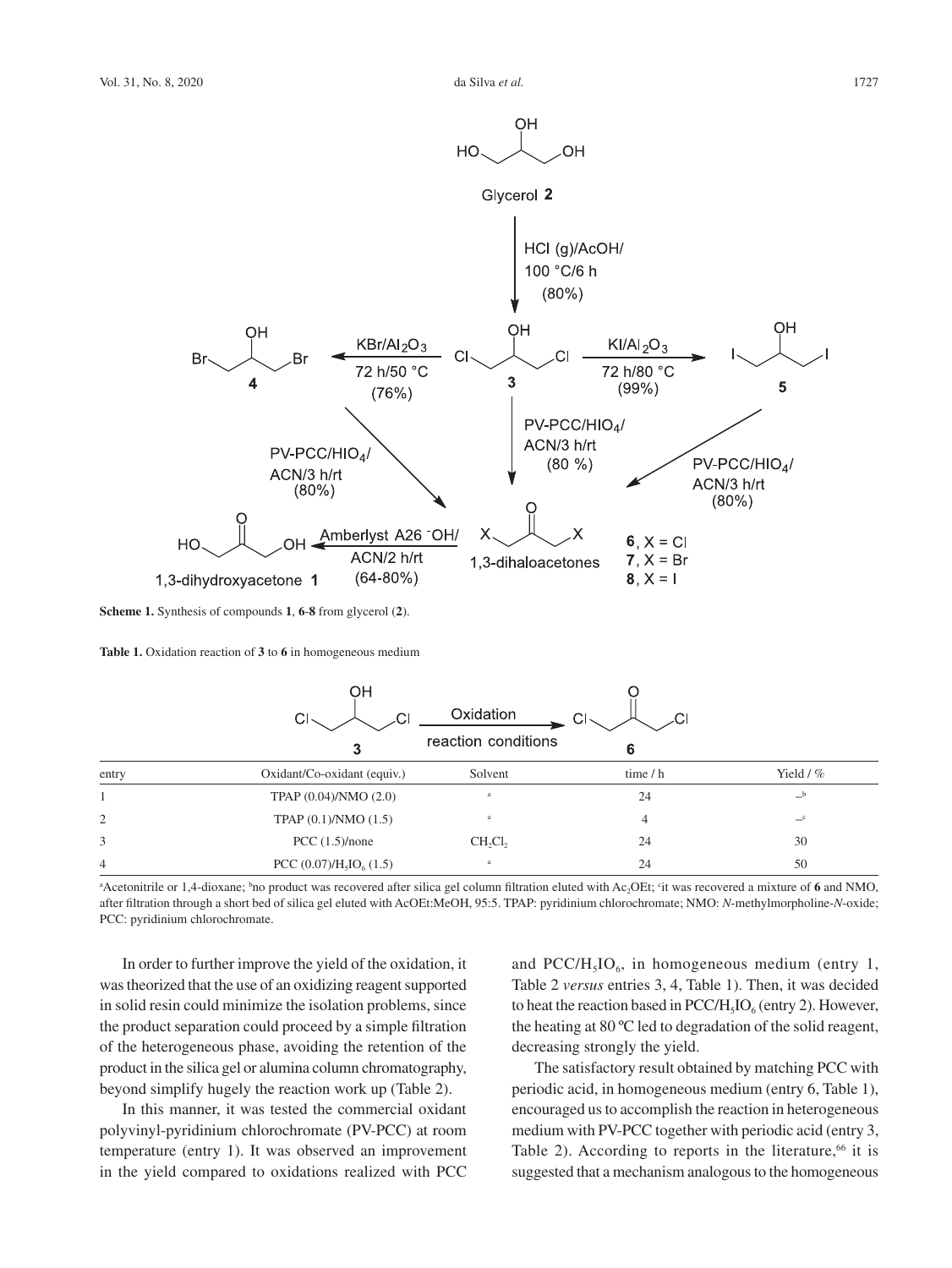**Scheme 1.** Synthesis of compounds **1**, **6**-**8** from glycerol (**2**).

**Table 1.** Oxidation reaction of **3** to **6** in homogeneous medium

| entry | Oxidant/Co-oxidant (equiv.) | Solvent | time / h | Yield / % |
|---|---|---|---|---|
| 1 | TPAP (0.04)/NMO (2.0) | [a] | 24 | –[b] |
| 2 | TPAP (0.1)/NMO (1.5) | [a] | 4 | –[c] |
| 3 | PCC (1.5)/none | $CH_2Cl_2$ | 24 | 30 |
| 4 | PCC (0.07)/$H_5IO_6$ (1.5) | [a] | 24 | 50 |

[a]Acetonitrile or 1,4-dioxane; [b]no product was recovered after silica gel column filtration eluted with $Ac_2OEt$; [c]it was recovered a mixture of **6** and NMO, after filtration through a short bed of silica gel eluted with AcOEt:MeOH, 95:5. TPAP: pyridinium chlorochromate; NMO: *N*-methylmorpholine-*N*-oxide; PCC: pyridinium chlorochromate.

In order to further improve the yield of the oxidation, it was theorized that the use of an oxidizing reagent supported in solid resin could minimize the isolation problems, since the product separation could proceed by a simple filtration of the heterogeneous phase, avoiding the retention of the product in the silica gel or alumina column chromatography, beyond simplify hugely the reaction work up (Table 2).

In this manner, it was tested the commercial oxidant polyvinyl-pyridinium chlorochromate (PV-PCC) at room temperature (entry 1). It was observed an improvement in the yield compared to oxidations realized with PCC and PCC/$H_5IO_6$, in homogeneous medium (entry 1, Table 2 *versus* entries 3, 4, Table 1). Then, it was decided to heat the reaction based in PCC/$H_5IO_6$ (entry 2). However, the heating at 80 ºC led to degradation of the solid reagent, decreasing strongly the yield.

The satisfactory result obtained by matching PCC with periodic acid, in homogeneous medium (entry 6, Table 1), encouraged us to accomplish the reaction in heterogeneous medium with PV-PCC together with periodic acid (entry 3, Table 2). According to reports in the literature,[66] it is suggested that a mechanism analogous to the homogeneous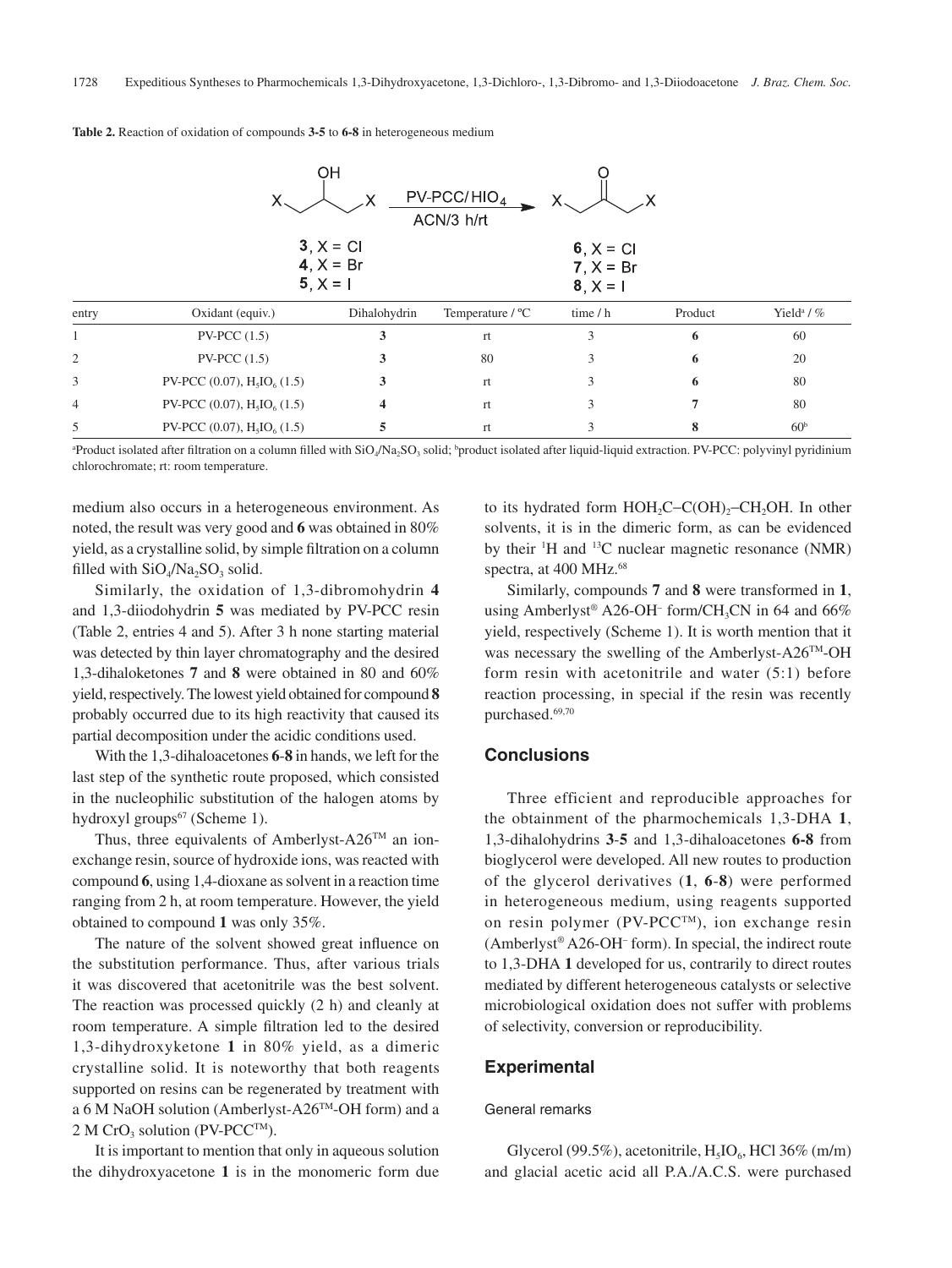**Table 2.** Reaction of oxidation of compounds **3-5** to **6-8** in heterogeneous medium

| entry | Oxidant (equiv.) | Dihalohydrin | Temperature / °C | time / h | Product | Yield[a] / % |
|---|---|---|---|---|---|---|
| 1 | PV-PCC (1.5) | **3** | rt | 3 | **6** | 60 |
| 2 | PV-PCC (1.5) | **3** | 80 | 3 | **6** | 20 |
| 3 | PV-PCC (0.07), $H_5IO_6$ (1.5) | **3** | rt | 3 | **6** | 80 |
| 4 | PV-PCC (0.07), $H_5IO_6$ (1.5) | **4** | rt | 3 | **7** | 80 |
| 5 | PV-PCC (0.07), $H_5IO_6$ (1.5) | **5** | rt | 3 | **8** | 60[b] |

[a]Product isolated after filtration on a column filled with $SiO_4$/$Na_2SO_3$ solid; [b]product isolated after liquid-liquid extraction. PV-PCC: polyvinyl pyridinium chlorochromate; rt: room temperature.

medium also occurs in a heterogeneous environment. As noted, the result was very good and **6** was obtained in 80% yield, as a crystalline solid, by simple filtration on a column filled with $SiO_4$/$Na_2SO_3$ solid.

Similarly, the oxidation of 1,3-dibromohydrin **4** and 1,3-diiodohydrin **5** was mediated by PV-PCC resin (Table 2, entries 4 and 5). After 3 h none starting material was detected by thin layer chromatography and the desired 1,3-dihaloketones **7** and **8** were obtained in 80 and 60% yield, respectively. The lowest yield obtained for compound **8** probably occurred due to its high reactivity that caused its partial decomposition under the acidic conditions used.

With the 1,3-dihaloacetones **6**-**8** in hands, we left for the last step of the synthetic route proposed, which consisted in the nucleophilic substitution of the halogen atoms by hydroxyl groups[67] (Scheme 1).

Thus, three equivalents of Amberlyst-A26™ an ion-exchange resin, source of hydroxide ions, was reacted with compound **6**, using 1,4-dioxane as solvent in a reaction time ranging from 2 h, at room temperature. However, the yield obtained to compound **1** was only 35%.

The nature of the solvent showed great influence on the substitution performance. Thus, after various trials it was discovered that acetonitrile was the best solvent. The reaction was processed quickly (2 h) and cleanly at room temperature. A simple filtration led to the desired 1,3-dihydroxyketone **1** in 80% yield, as a dimeric crystalline solid. It is noteworthy that both reagents supported on resins can be regenerated by treatment with a 6 M NaOH solution (Amberlyst-A26™-OH form) and a 2 M $CrO_3$ solution (PV-PCC™).

It is important to mention that only in aqueous solution the dihydroxyacetone **1** is in the monomeric form due to its hydrated form $HOH_2C–C(OH)_2–CH_2OH$. In other solvents, it is in the dimeric form, as can be evidenced by their $^1H$ and $^{13}C$ nuclear magnetic resonance (NMR) spectra, at 400 MHz.[68]

Similarly, compounds **7** and **8** were transformed in **1**, using Amberlyst® A26-$OH^-$ form/$CH_3CN$ in 64 and 66% yield, respectively (Scheme 1). It is worth mention that it was necessary the swelling of the Amberlyst-A26™-OH form resin with acetonitrile and water (5:1) before reaction processing, in special if the resin was recently purchased.[69,70]

## Conclusions

Three efficient and reproducible approaches for the obtainment of the pharmochemicals 1,3-DHA **1**, 1,3-dihalohydrins **3**-**5** and 1,3-dihaloacetones **6-8** from bioglycerol were developed. All new routes to production of the glycerol derivatives (**1**, **6**-**8**) were performed in heterogeneous medium, using reagents supported on resin polymer (PV-PCC™), ion exchange resin (Amberlyst® A26-$OH^-$ form). In special, the indirect route to 1,3-DHA **1** developed for us, contrarily to direct routes mediated by different heterogeneous catalysts or selective microbiological oxidation does not suffer with problems of selectivity, conversion or reproducibility.

## Experimental

### General remarks

Glycerol (99.5%), acetonitrile, $H_5IO_6$, HCl 36% (m/m) and glacial acetic acid all P.A./A.C.S. were purchased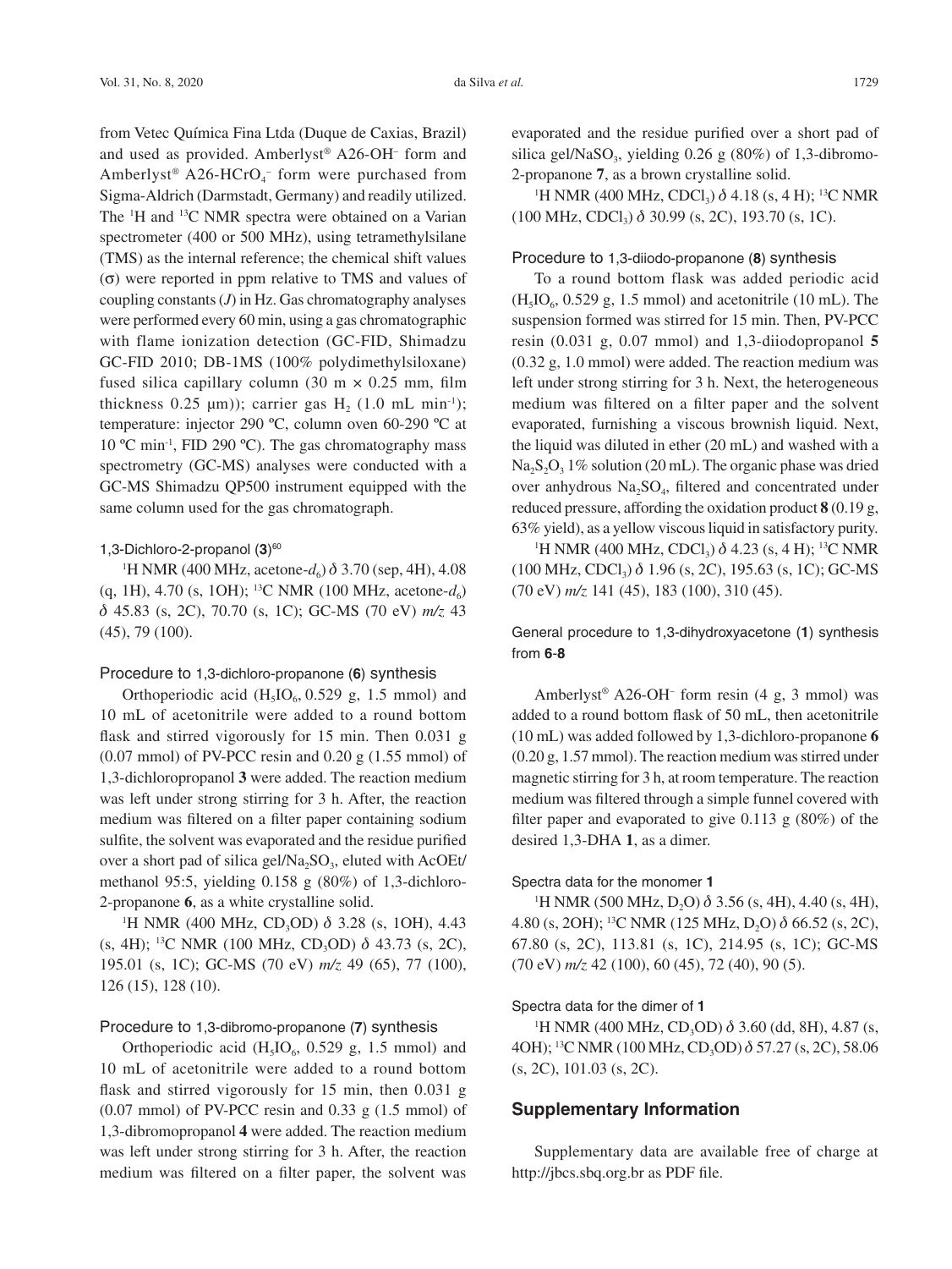from Vetec Química Fina Ltda (Duque de Caxias, Brazil) and used as provided. Amberlyst® A26-$OH^-$ form and Amberlyst® A26-$HCrO_4^-$ form were purchased from Sigma-Aldrich (Darmstadt, Germany) and readily utilized. The $^1H$ and $^{13}C$ NMR spectra were obtained on a Varian spectrometer (400 or 500 MHz), using tetramethylsilane (TMS) as the internal reference; the chemical shift values ($\sigma$) were reported in ppm relative to TMS and values of coupling constants ($J$) in Hz. Gas chromatography analyses were performed every 60 min, using a gas chromatographic with flame ionization detection (GC-FID, Shimadzu GC-FID 2010; DB-1MS (100% polydimethylsiloxane) fused silica capillary column (30 m × 0.25 mm, film thickness 0.25 µm)); carrier gas $H_2$ (1.0 mL min$^{-1}$); temperature: injector 290 ºC, column oven 60-290 ºC at 10 ºC min$^{-1}$, FID 290 ºC). The gas chromatography mass spectrometry (GC-MS) analyses were conducted with a GC-MS Shimadzu QP500 instrument equipped with the same column used for the gas chromatograph.

#### 1,3-Dichloro-2-propanol (3)[60]

$^1H$ NMR (400 MHz, acetone-$d_6$) $\delta$ 3.70 (sep, 4H), 4.08 (q, 1H), 4.70 (s, 1OH); $^{13}C$ NMR (100 MHz, acetone-$d_6$) $\delta$ 45.83 (s, 2C), 70.70 (s, 1C); GC-MS (70 eV) $m/z$ 43 (45), 79 (100).

### Procedure to 1,3-dichloro-propanone (6) synthesis

Orthoperiodic acid ($H_5IO_6$, 0.529 g, 1.5 mmol) and 10 mL of acetonitrile were added to a round bottom flask and stirred vigorously for 15 min. Then 0.031 g (0.07 mmol) of PV-PCC resin and 0.20 g (1.55 mmol) of 1,3-dichloropropanol **3** were added. The reaction medium was left under strong stirring for 3 h. After, the reaction medium was filtered on a filter paper containing sodium sulfite, the solvent was evaporated and the residue purified over a short pad of silica gel/$Na_2SO_3$, eluted with AcOEt/methanol 95:5, yielding 0.158 g (80%) of 1,3-dichloro-2-propanone **6**, as a white crystalline solid.

$^1H$ NMR (400 MHz, $CD_3OD$) $\delta$ 3.28 (s, 1OH), 4.43 (s, 4H); $^{13}C$ NMR (100 MHz, $CD_3OD$) $\delta$ 43.73 (s, 2C), 195.01 (s, 1C); GC-MS (70 eV) $m/z$ 49 (65), 77 (100), 126 (15), 128 (10).

### Procedure to 1,3-dibromo-propanone (7) synthesis

Orthoperiodic acid ($H_5IO_6$, 0.529 g, 1.5 mmol) and 10 mL of acetonitrile were added to a round bottom flask and stirred vigorously for 15 min, then 0.031 g (0.07 mmol) of PV-PCC resin and 0.33 g (1.5 mmol) of 1,3-dibromopropanol **4** were added. The reaction medium was left under strong stirring for 3 h. After, the reaction medium was filtered on a filter paper, the solvent was evaporated and the residue purified over a short pad of silica gel/$NaSO_3$, yielding 0.26 g (80%) of 1,3-dibromo-2-propanone **7**, as a brown crystalline solid.

$^1H$ NMR (400 MHz, $CDCl_3$) $\delta$ 4.18 (s, 4 H); $^{13}C$ NMR (100 MHz, $CDCl_3$) $\delta$ 30.99 (s, 2C), 193.70 (s, 1C).

### Procedure to 1,3-diiodo-propanone (8) synthesis

To a round bottom flask was added periodic acid ($H_5IO_6$, 0.529 g, 1.5 mmol) and acetonitrile (10 mL). The suspension formed was stirred for 15 min. Then, PV-PCC resin (0.031 g, 0.07 mmol) and 1,3-diiodopropanol **5** (0.32 g, 1.0 mmol) were added. The reaction medium was left under strong stirring for 3 h. Next, the heterogeneous medium was filtered on a filter paper and the solvent evaporated, furnishing a viscous brownish liquid. Next, the liquid was diluted in ether (20 mL) and washed with a $Na_2S_2O_3$ 1% solution (20 mL). The organic phase was dried over anhydrous $Na_2SO_4$, filtered and concentrated under reduced pressure, affording the oxidation product **8** (0.19 g, 63% yield), as a yellow viscous liquid in satisfactory purity.

$^1H$ NMR (400 MHz, $CDCl_3$) $\delta$ 4.23 (s, 4 H); $^{13}C$ NMR (100 MHz, $CDCl_3$) $\delta$ 1.96 (s, 2C), 195.63 (s, 1C); GC-MS (70 eV) $m/z$ 141 (45), 183 (100), 310 (45).

### General procedure to 1,3-dihydroxyacetone (1) synthesis from 6-8

Amberlyst® A26-$OH^-$ form resin (4 g, 3 mmol) was added to a round bottom flask of 50 mL, then acetonitrile (10 mL) was added followed by 1,3-dichloro-propanone **6** (0.20 g, 1.57 mmol). The reaction medium was stirred under magnetic stirring for 3 h, at room temperature. The reaction medium was filtered through a simple funnel covered with filter paper and evaporated to give 0.113 g (80%) of the desired 1,3-DHA **1**, as a dimer.

#### Spectra data for the monomer 1

$^1H$ NMR (500 MHz, $D_2O$) $\delta$ 3.56 (s, 4H), 4.40 (s, 4H), 4.80 (s, 2OH); $^{13}C$ NMR (125 MHz, $D_2O$) $\delta$ 66.52 (s, 2C), 67.80 (s, 2C), 113.81 (s, 1C), 214.95 (s, 1C); GC-MS (70 eV) $m/z$ 42 (100), 60 (45), 72 (40), 90 (5).

#### Spectra data for the dimer of 1

$^1H$ NMR (400 MHz, $CD_3OD$) $\delta$ 3.60 (dd, 8H), 4.87 (s, 4OH); $^{13}C$ NMR (100 MHz, $CD_3OD$) $\delta$ 57.27 (s, 2C), 58.06 (s, 2C), 101.03 (s, 2C).

## Supplementary Information

Supplementary data are available free of charge at http://jbcs.sbq.org.br as PDF file.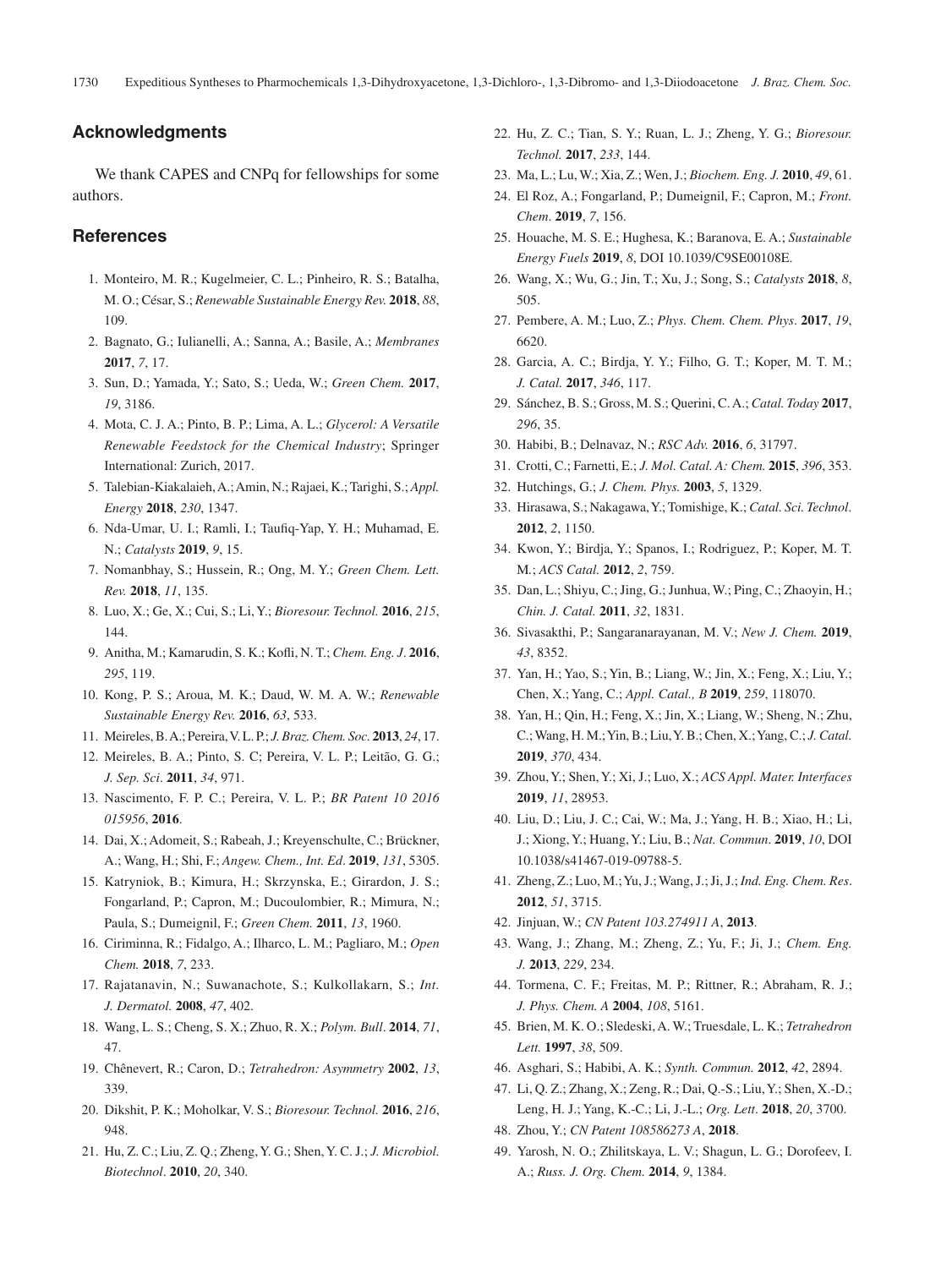## Acknowledgments

We thank CAPES and CNPq for fellowships for some authors.

## References

1. Monteiro, M. R.; Kugelmeier, C. L.; Pinheiro, R. S.; Batalha, M. O.; César, S.; *Renewable Sustainable Energy Rev.* **2018**, *88*, 109.
2. Bagnato, G.; Iulianelli, A.; Sanna, A.; Basile, A.; *Membranes* **2017**, *7*, 17.
3. Sun, D.; Yamada, Y.; Sato, S.; Ueda, W.; *Green Chem.* **2017**, *19*, 3186.
4. Mota, C. J. A.; Pinto, B. P.; Lima, A. L.; *Glycerol: A Versatile Renewable Feedstock for the Chemical Industry*; Springer International: Zurich, 2017.
5. Talebian-Kiakalaieh, A.; Amin, N.; Rajaei, K.; Tarighi, S.; *Appl. Energy* **2018**, *230*, 1347.
6. Nda-Umar, U. I.; Ramli, I.; Taufiq-Yap, Y. H.; Muhamad, E. N.; *Catalysts* **2019**, *9*, 15.
7. Nomanbhay, S.; Hussein, R.; Ong, M. Y.; *Green Chem. Lett. Rev.* **2018**, *11*, 135.
8. Luo, X.; Ge, X.; Cui, S.; Li, Y.; *Bioresour. Technol.* **2016**, *215*, 144.
9. Anitha, M.; Kamarudin, S. K.; Kofli, N. T.; *Chem. Eng. J*. **2016**, *295*, 119.
10. Kong, P. S.; Aroua, M. K.; Daud, W. M. A. W.; *Renewable Sustainable Energy Rev.* **2016**, *63*, 533.
11. Meireles, B. A.; Pereira, V. L. P.; *J. Braz. Chem. Soc.* **2013**, *24*, 17.
12. Meireles, B. A.; Pinto, S. C; Pereira, V. L. P.; Leitão, G. G.; *J. Sep. Sci*. **2011**, *34*, 971.
13. Nascimento, F. P. C.; Pereira, V. L. P.; *BR Patent 10 2016 015956*, **2016**.
14. Dai, X.; Adomeit, S.; Rabeah, J.; Kreyenschulte, C.; Brückner, A.; Wang, H.; Shi, F.; *Angew. Chem., Int. Ed*. **2019**, *131*, 5305.
15. Katryniok, B.; Kimura, H.; Skrzynska, E.; Girardon, J. S.; Fongarland, P.; Capron, M.; Ducoulombier, R.; Mimura, N.; Paula, S.; Dumeignil, F.; *Green Chem.* **2011**, *13*, 1960.
16. Ciriminna, R.; Fidalgo, A.; Ilharco, L. M.; Pagliaro, M.; *Open Chem.* **2018**, *7*, 233.
17. Rajatanavin, N.; Suwanachote, S.; Kulkollakarn, S.; *Int. J. Dermatol.* **2008**, *47*, 402.
18. Wang, L. S.; Cheng, S. X.; Zhuo, R. X.; *Polym. Bull*. **2014**, *71*, 47.
19. Chênevert, R.; Caron, D.; *Tetrahedron: Asymmetry* **2002**, *13*, 339.
20. Dikshit, P. K.; Moholkar, V. S.; *Bioresour. Technol.* **2016**, *216*, 948.
21. Hu, Z. C.; Liu, Z. Q.; Zheng, Y. G.; Shen, Y. C. J.; *J. Microbiol. Biotechnol*. **2010**, *20*, 340.
22. Hu, Z. C.; Tian, S. Y.; Ruan, L. J.; Zheng, Y. G.; *Bioresour. Technol.* **2017**, *233*, 144.
23. Ma, L.; Lu, W.; Xia, Z.; Wen, J.; *Biochem. Eng. J.* **2010**, *49*, 61.
24. El Roz, A.; Fongarland, P.; Dumeignil, F.; Capron, M.; *Front. Chem*. **2019**, *7*, 156.
25. Houache, M. S. E.; Hughesa, K.; Baranova, E. A.; *Sustainable Energy Fuels* **2019**, *8*, DOI 10.1039/C9SE00108E.
26. Wang, X.; Wu, G.; Jin, T.; Xu, J.; Song, S.; *Catalysts* **2018**, *8*, 505.
27. Pembere, A. M.; Luo, Z.; *Phys. Chem. Chem. Phys*. **2017**, *19*, 6620.
28. Garcia, A. C.; Birdja, Y. Y.; Filho, G. T.; Koper, M. T. M.; *J. Catal.* **2017**, *346*, 117.
29. Sánchez, B. S.; Gross, M. S.; Querini, C. A.; *Catal. Today* **2017**, *296*, 35.
30. Habibi, B.; Delnavaz, N.; *RSC Adv.* **2016**, *6*, 31797.
31. Crotti, C.; Farnetti, E.; *J. Mol. Catal. A: Chem.* **2015**, *396*, 353.
32. Hutchings, G.; *J. Chem. Phys.* **2003**, *5*, 1329.
33. Hirasawa, S.; Nakagawa, Y.; Tomishige, K.; *Catal. Sci. Technol*. **2012**, *2*, 1150.
34. Kwon, Y.; Birdja, Y.; Spanos, I.; Rodriguez, P.; Koper, M. T. M.; *ACS Catal.* **2012**, *2*, 759.
35. Dan, L.; Shiyu, C.; Jing, G.; Junhua, W.; Ping, C.; Zhaoyin, H.; *Chin. J. Catal.* **2011**, *32*, 1831.
36. Sivasakthi, P.; Sangaranarayanan, M. V.; *New J. Chem.* **2019**, *43*, 8352.
37. Yan, H.; Yao, S.; Yin, B.; Liang, W.; Jin, X.; Feng, X.; Liu, Y.; Chen, X.; Yang, C.; *Appl. Catal., B* **2019**, *259*, 118070.
38. Yan, H.; Qin, H.; Feng, X.; Jin, X.; Liang, W.; Sheng, N.; Zhu, C.; Wang, H. M.; Yin, B.; Liu, Y. B.; Chen, X.; Yang, C.; *J. Catal.* **2019**, *370*, 434.
39. Zhou, Y.; Shen, Y.; Xi, J.; Luo, X.; *ACS Appl. Mater. Interfaces* **2019**, *11*, 28953.
40. Liu, D.; Liu, J. C.; Cai, W.; Ma, J.; Yang, H. B.; Xiao, H.; Li, J.; Xiong, Y.; Huang, Y.; Liu, B.; *Nat. Commun*. **2019**, *10*, DOI 10.1038/s41467-019-09788-5.
41. Zheng, Z.; Luo, M.; Yu, J.; Wang, J.; Ji, J.; *Ind. Eng. Chem. Res*. **2012**, *51*, 3715.
42. Jinjuan, W.; *CN Patent 103.274911 A*, **2013**.
43. Wang, J.; Zhang, M.; Zheng, Z.; Yu, F.; Ji, J.; *Chem. Eng. J.* **2013**, *229*, 234.
44. Tormena, C. F.; Freitas, M. P.; Rittner, R.; Abraham, R. J.; *J. Phys. Chem. A* **2004**, *108*, 5161.
45. Brien, M. K. O.; Sledeski, A. W.; Truesdale, L. K.; *Tetrahedron Lett.* **1997**, *38*, 509.
46. Asghari, S.; Habibi, A. K.; *Synth. Commun.* **2012**, *42*, 2894.
47. Li, Q. Z.; Zhang, X.; Zeng, R.; Dai, Q.-S.; Liu, Y.; Shen, X.-D.; Leng, H. J.; Yang, K.-C.; Li, J.-L.; *Org. Lett*. **2018**, *20*, 3700.
48. Zhou, Y.; *CN Patent 108586273 A*, **2018**.
49. Yarosh, N. O.; Zhilitskaya, L. V.; Shagun, L. G.; Dorofeev, I. A.; *Russ. J. Org. Chem.* **2014**, *9*, 1384.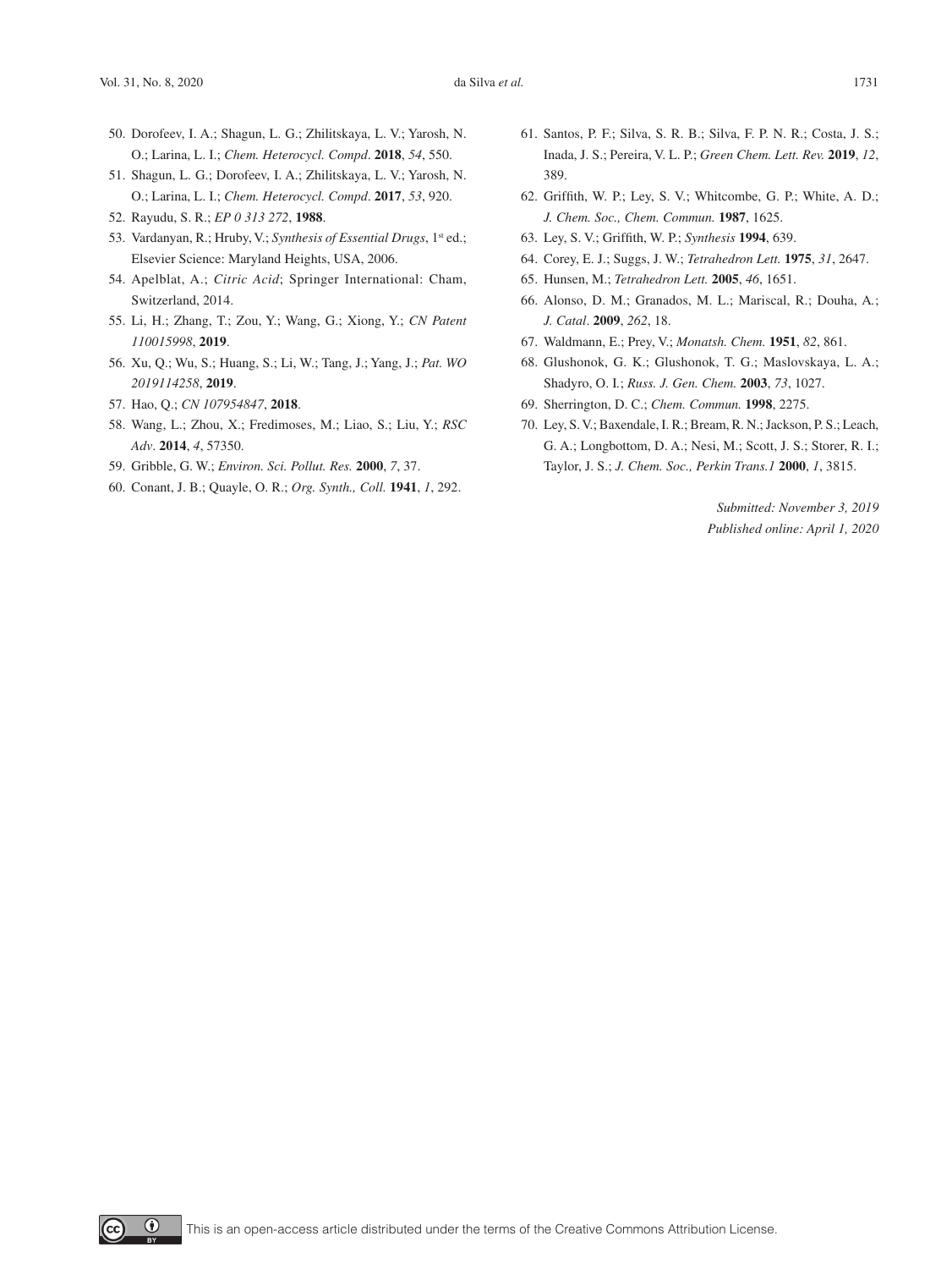50. Dorofeev, I. A.; Shagun, L. G.; Zhilitskaya, L. V.; Yarosh, N. O.; Larina, L. I.; *Chem. Heterocycl. Compd*. **2018**, *54*, 550.
51. Shagun, L. G.; Dorofeev, I. A.; Zhilitskaya, L. V.; Yarosh, N. O.; Larina, L. I.; *Chem. Heterocycl. Compd*. **2017**, *53*, 920.
52. Rayudu, S. R.; *EP 0 313 272*, **1988**.
53. Vardanyan, R.; Hruby, V.; *Synthesis of Essential Drugs*, 1st ed.; Elsevier Science: Maryland Heights, USA, 2006.
54. Apelblat, A.; *Citric Acid*; Springer International: Cham, Switzerland, 2014.
55. Li, H.; Zhang, T.; Zou, Y.; Wang, G.; Xiong, Y.; *CN Patent 110015998*, **2019**.
56. Xu, Q.; Wu, S.; Huang, S.; Li, W.; Tang, J.; Yang, J.; *Pat. WO 2019114258*, **2019**.
57. Hao, Q.; *CN 107954847*, **2018**.
58. Wang, L.; Zhou, X.; Fredimoses, M.; Liao, S.; Liu, Y.; *RSC Adv*. **2014**, *4*, 57350.
59. Gribble, G. W.; *Environ. Sci. Pollut. Res.* **2000**, *7*, 37.
60. Conant, J. B.; Quayle, O. R.; *Org. Synth., Coll.* **1941**, *1*, 292.
61. Santos, P. F.; Silva, S. R. B.; Silva, F. P. N. R.; Costa, J. S.; Inada, J. S.; Pereira, V. L. P.; *Green Chem. Lett. Rev.* **2019**, *12*, 389.
62. Griffith, W. P.; Ley, S. V.; Whitcombe, G. P.; White, A. D.; *J. Chem. Soc., Chem. Commun.* **1987**, 1625.
63. Ley, S. V.; Griffith, W. P.; *Synthesis* **1994**, 639.
64. Corey, E. J.; Suggs, J. W.; *Tetrahedron Lett.* **1975**, *31*, 2647.
65. Hunsen, M.; *Tetrahedron Lett.* **2005**, *46*, 1651.
66. Alonso, D. M.; Granados, M. L.; Mariscal, R.; Douha, A.; *J. Catal*. **2009**, *262*, 18.
67. Waldmann, E.; Prey, V.; *Monatsh. Chem.* **1951**, *82*, 861.
68. Glushonok, G. K.; Glushonok, T. G.; Maslovskaya, L. A.; Shadyro, O. I.; *Russ. J. Gen. Chem.* **2003**, *73*, 1027.
69. Sherrington, D. C.; *Chem. Commun.* **1998**, 2275.
70. Ley, S. V.; Baxendale, I. R.; Bream, R. N.; Jackson, P. S.; Leach, G. A.; Longbottom, D. A.; Nesi, M.; Scott, J. S.; Storer, R. I.; Taylor, J. S.; *J. Chem. Soc., Perkin Trans.1* **2000**, *1*, 3815.

*Submitted: November 3, 2019*
*Published online: April 1, 2020*

This is an open-access article distributed under the terms of the Creative Commons Attribution License.